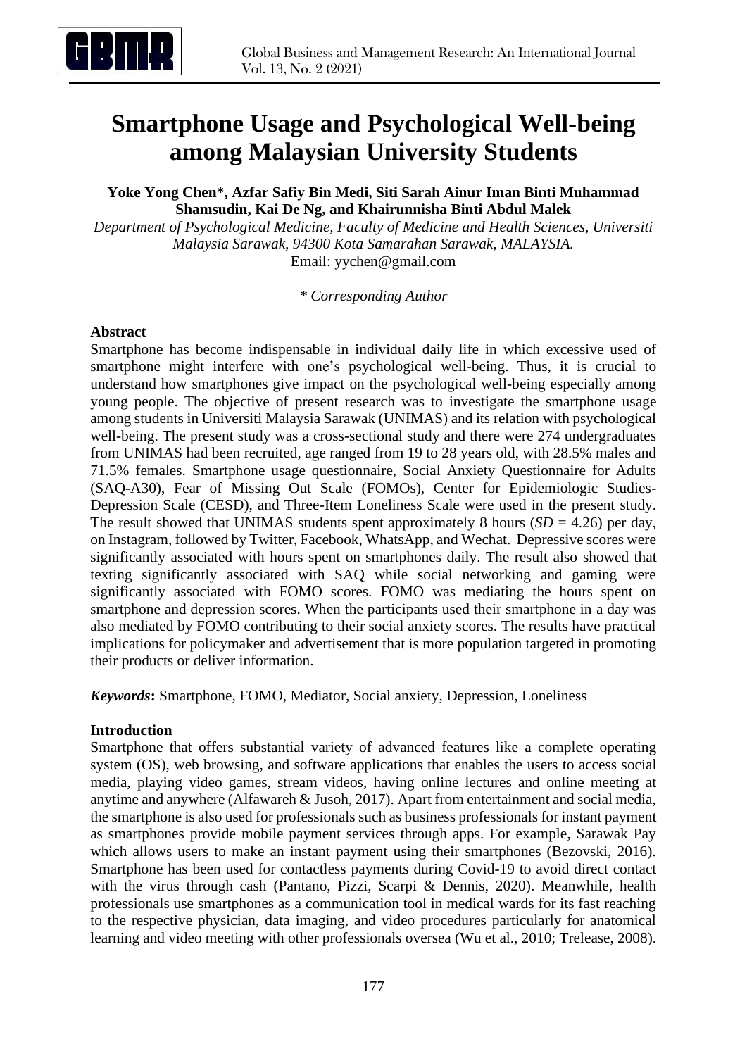# Smartphone Usage and Psychological Well-being among Malaysian University Students

**Yoke Yong Chen\*, Azfar Safiy Bin Medi, Siti Sarah Ainur Iman Binti Muhammad Shamsudin, Kai De Ng, and Khairunnisha Binti Abdul Malek**

*Department of Psychological Medicine, Faculty of Medicine and Health Sciences, Universiti Malaysia Sarawak, 94300 Kota Samarahan Sarawak, MALAYSIA.*

Email: yychen@gmail.com

*\* Corresponding Author*

## Abstract

Smartphone has become indispensable in individual daily life in which excessive used of smartphone might interfere with one's psychological well-being. Thus, it is crucial to understand how smartphones give impact on the psychological well-being especially among young people. The objective of present research was to investigate the smartphone usage among students in Universiti Malaysia Sarawak (UNIMAS) and its relation with psychological well-being. The present study was a cross-sectional study and there were 274 undergraduates from UNIMAS had been recruited, age ranged from 19 to 28 years old, with 28.5% males and 71.5% females. Smartphone usage questionnaire, Social Anxiety Questionnaire for Adults (SAQ-A30), Fear of Missing Out Scale (FOMOs), Center for Epidemiologic Studies-Depression Scale (CESD), and Three-Item Loneliness Scale were used in the present study. The result showed that UNIMAS students spent approximately 8 hours ($SD = 4.26$) per day, on Instagram, followed by Twitter, Facebook, WhatsApp, and Wechat. Depressive scores were significantly associated with hours spent on smartphones daily. The result also showed that texting significantly associated with SAQ while social networking and gaming were significantly associated with FOMO scores. FOMO was mediating the hours spent on smartphone and depression scores. When the participants used their smartphone in a day was also mediated by FOMO contributing to their social anxiety scores. The results have practical implications for policymaker and advertisement that is more population targeted in promoting their products or deliver information.

***Keywords*:** Smartphone, FOMO, Mediator, Social anxiety, Depression, Loneliness

## Introduction

Smartphone that offers substantial variety of advanced features like a complete operating system (OS), web browsing, and software applications that enables the users to access social media, playing video games, stream videos, having online lectures and online meeting at anytime and anywhere (Alfawareh & Jusoh, 2017). Apart from entertainment and social media, the smartphone is also used for professionals such as business professionals for instant payment as smartphones provide mobile payment services through apps. For example, Sarawak Pay which allows users to make an instant payment using their smartphones (Bezovski, 2016). Smartphone has been used for contactless payments during Covid-19 to avoid direct contact with the virus through cash (Pantano, Pizzi, Scarpi & Dennis, 2020). Meanwhile, health professionals use smartphones as a communication tool in medical wards for its fast reaching to the respective physician, data imaging, and video procedures particularly for anatomical learning and video meeting with other professionals oversea (Wu et al., 2010; Trelease, 2008).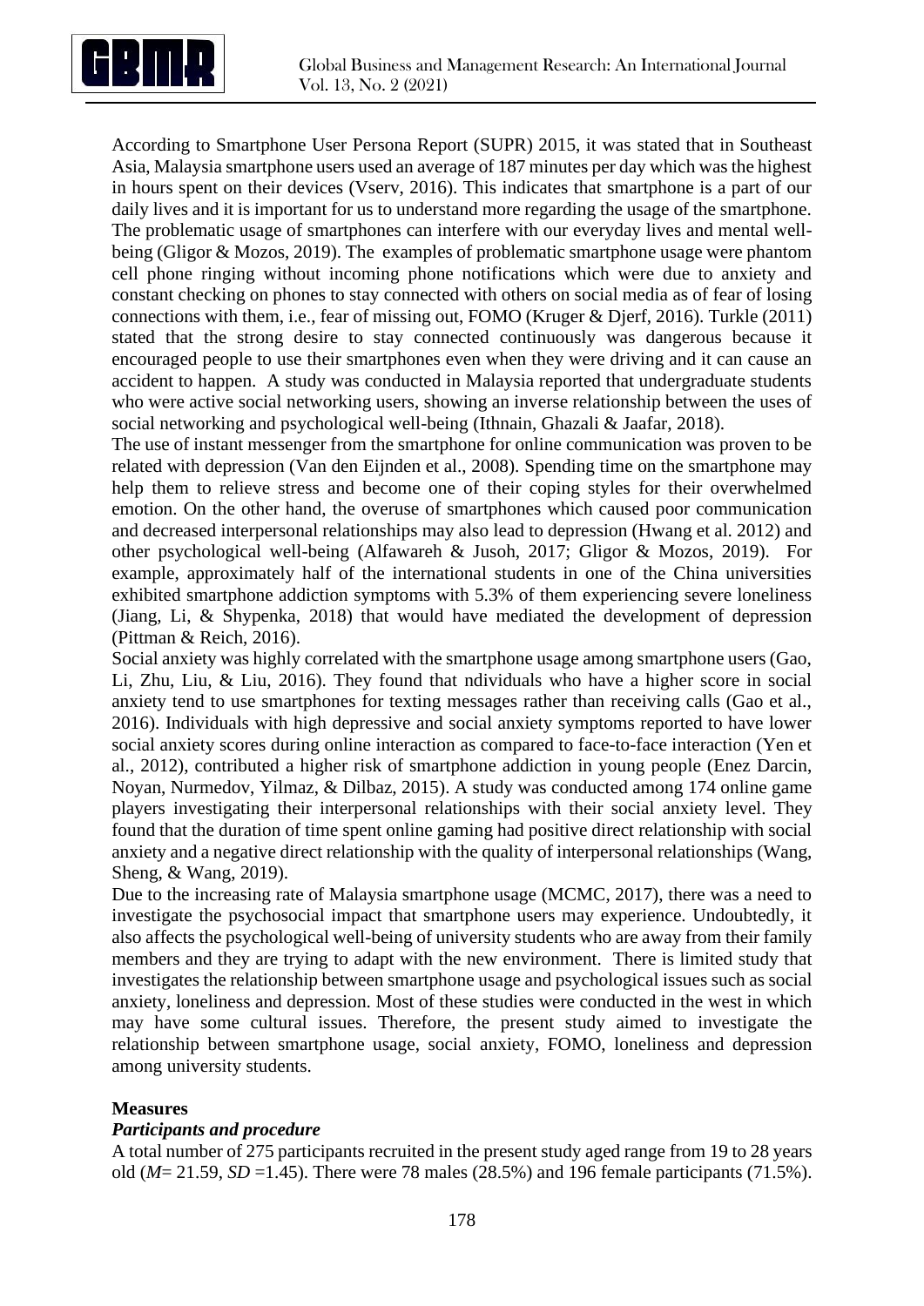According to Smartphone User Persona Report (SUPR) 2015, it was stated that in Southeast Asia, Malaysia smartphone users used an average of 187 minutes per day which was the highest in hours spent on their devices (Vserv, 2016). This indicates that smartphone is a part of our daily lives and it is important for us to understand more regarding the usage of the smartphone. The problematic usage of smartphones can interfere with our everyday lives and mental well-being (Gligor & Mozos, 2019). The examples of problematic smartphone usage were phantom cell phone ringing without incoming phone notifications which were due to anxiety and constant checking on phones to stay connected with others on social media as of fear of losing connections with them, i.e., fear of missing out, FOMO (Kruger & Djerf, 2016). Turkle (2011) stated that the strong desire to stay connected continuously was dangerous because it encouraged people to use their smartphones even when they were driving and it can cause an accident to happen. A study was conducted in Malaysia reported that undergraduate students who were active social networking users, showing an inverse relationship between the uses of social networking and psychological well-being (Ithnain, Ghazali & Jaafar, 2018).

The use of instant messenger from the smartphone for online communication was proven to be related with depression (Van den Eijnden et al., 2008). Spending time on the smartphone may help them to relieve stress and become one of their coping styles for their overwhelmed emotion. On the other hand, the overuse of smartphones which caused poor communication and decreased interpersonal relationships may also lead to depression (Hwang et al. 2012) and other psychological well-being (Alfawareh & Jusoh, 2017; Gligor & Mozos, 2019). For example, approximately half of the international students in one of the China universities exhibited smartphone addiction symptoms with 5.3% of them experiencing severe loneliness (Jiang, Li, & Shypenka, 2018) that would have mediated the development of depression (Pittman & Reich, 2016).

Social anxiety was highly correlated with the smartphone usage among smartphone users (Gao, Li, Zhu, Liu, & Liu, 2016). They found that ndividuals who have a higher score in social anxiety tend to use smartphones for texting messages rather than receiving calls (Gao et al., 2016). Individuals with high depressive and social anxiety symptoms reported to have lower social anxiety scores during online interaction as compared to face-to-face interaction (Yen et al., 2012), contributed a higher risk of smartphone addiction in young people (Enez Darcin, Noyan, Nurmedov, Yilmaz, & Dilbaz, 2015). A study was conducted among 174 online game players investigating their interpersonal relationships with their social anxiety level. They found that the duration of time spent online gaming had positive direct relationship with social anxiety and a negative direct relationship with the quality of interpersonal relationships (Wang, Sheng, & Wang, 2019).

Due to the increasing rate of Malaysia smartphone usage (MCMC, 2017), there was a need to investigate the psychosocial impact that smartphone users may experience. Undoubtedly, it also affects the psychological well-being of university students who are away from their family members and they are trying to adapt with the new environment. There is limited study that investigates the relationship between smartphone usage and psychological issues such as social anxiety, loneliness and depression. Most of these studies were conducted in the west in which may have some cultural issues. Therefore, the present study aimed to investigate the relationship between smartphone usage, social anxiety, FOMO, loneliness and depression among university students.

**Measures**

***Participants and procedure***

A total number of 275 participants recruited in the present study aged range from 19 to 28 years old (*M*= 21.59, *SD* =1.45). There were 78 males (28.5%) and 196 female participants (71.5%).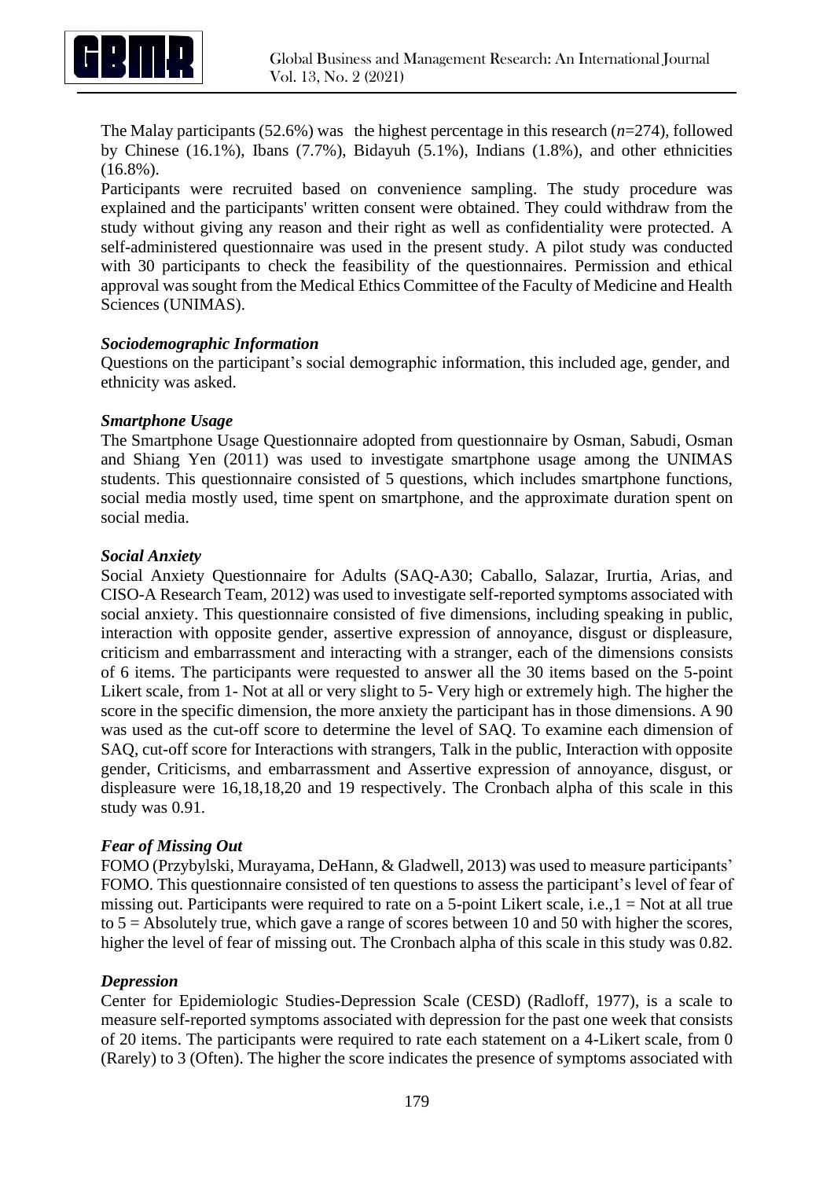The Malay participants (52.6%) was the highest percentage in this research ($n$=274), followed by Chinese (16.1%), Ibans (7.7%), Bidayuh (5.1%), Indians (1.8%), and other ethnicities (16.8%).

Participants were recruited based on convenience sampling. The study procedure was explained and the participants' written consent were obtained. They could withdraw from the study without giving any reason and their right as well as confidentiality were protected. A self-administered questionnaire was used in the present study. A pilot study was conducted with 30 participants to check the feasibility of the questionnaires. Permission and ethical approval was sought from the Medical Ethics Committee of the Faculty of Medicine and Health Sciences (UNIMAS).

### *Sociodemographic Information*

Questions on the participant's social demographic information, this included age, gender, and ethnicity was asked.

### *Smartphone Usage*

The Smartphone Usage Questionnaire adopted from questionnaire by Osman, Sabudi, Osman and Shiang Yen (2011) was used to investigate smartphone usage among the UNIMAS students. This questionnaire consisted of 5 questions, which includes smartphone functions, social media mostly used, time spent on smartphone, and the approximate duration spent on social media.

### *Social Anxiety*

Social Anxiety Questionnaire for Adults (SAQ-A30; Caballo, Salazar, Irurtia, Arias, and CISO-A Research Team, 2012) was used to investigate self-reported symptoms associated with social anxiety. This questionnaire consisted of five dimensions, including speaking in public, interaction with opposite gender, assertive expression of annoyance, disgust or displeasure, criticism and embarrassment and interacting with a stranger, each of the dimensions consists of 6 items. The participants were requested to answer all the 30 items based on the 5-point Likert scale, from 1- Not at all or very slight to 5- Very high or extremely high. The higher the score in the specific dimension, the more anxiety the participant has in those dimensions. A 90 was used as the cut-off score to determine the level of SAQ. To examine each dimension of SAQ, cut-off score for Interactions with strangers, Talk in the public, Interaction with opposite gender, Criticisms, and embarrassment and Assertive expression of annoyance, disgust, or displeasure were 16,18,18,20 and 19 respectively. The Cronbach alpha of this scale in this study was 0.91.

### *Fear of Missing Out*

FOMO (Przybylski, Murayama, DeHann, & Gladwell, 2013) was used to measure participants' FOMO. This questionnaire consisted of ten questions to assess the participant's level of fear of missing out. Participants were required to rate on a 5-point Likert scale, i.e.,1 = Not at all true to 5 = Absolutely true, which gave a range of scores between 10 and 50 with higher the scores, higher the level of fear of missing out. The Cronbach alpha of this scale in this study was 0.82.

### *Depression*

Center for Epidemiologic Studies-Depression Scale (CESD) (Radloff, 1977), is a scale to measure self-reported symptoms associated with depression for the past one week that consists of 20 items. The participants were required to rate each statement on a 4-Likert scale, from 0 (Rarely) to 3 (Often). The higher the score indicates the presence of symptoms associated with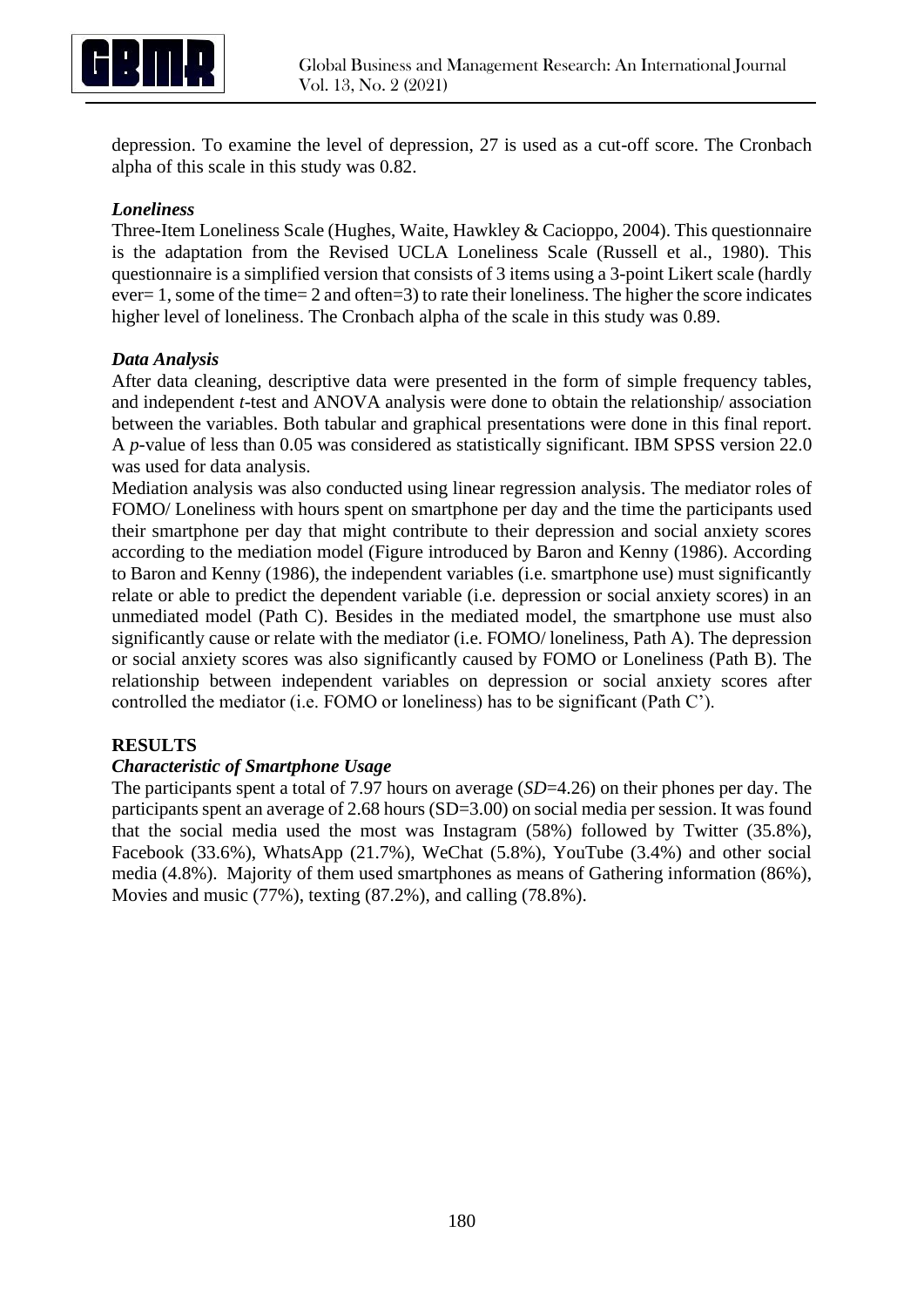depression. To examine the level of depression, 27 is used as a cut-off score. The Cronbach alpha of this scale in this study was 0.82.

### *Loneliness*

Three-Item Loneliness Scale (Hughes, Waite, Hawkley & Cacioppo, 2004). This questionnaire is the adaptation from the Revised UCLA Loneliness Scale (Russell et al., 1980). This questionnaire is a simplified version that consists of 3 items using a 3-point Likert scale (hardly ever= 1, some of the time= 2 and often=3) to rate their loneliness. The higher the score indicates higher level of loneliness. The Cronbach alpha of the scale in this study was 0.89.

### *Data Analysis*

After data cleaning, descriptive data were presented in the form of simple frequency tables, and independent *t*-test and ANOVA analysis were done to obtain the relationship/ association between the variables. Both tabular and graphical presentations were done in this final report. A *p*-value of less than 0.05 was considered as statistically significant. IBM SPSS version 22.0 was used for data analysis.

Mediation analysis was also conducted using linear regression analysis. The mediator roles of FOMO/ Loneliness with hours spent on smartphone per day and the time the participants used their smartphone per day that might contribute to their depression and social anxiety scores according to the mediation model (Figure introduced by Baron and Kenny (1986). According to Baron and Kenny (1986), the independent variables (i.e. smartphone use) must significantly relate or able to predict the dependent variable (i.e. depression or social anxiety scores) in an unmediated model (Path C). Besides in the mediated model, the smartphone use must also significantly cause or relate with the mediator (i.e. FOMO/ loneliness, Path A). The depression or social anxiety scores was also significantly caused by FOMO or Loneliness (Path B). The relationship between independent variables on depression or social anxiety scores after controlled the mediator (i.e. FOMO or loneliness) has to be significant (Path C').

## RESULTS

### *Characteristic of Smartphone Usage*

The participants spent a total of 7.97 hours on average (*SD*=4.26) on their phones per day. The participants spent an average of 2.68 hours (SD=3.00) on social media per session. It was found that the social media used the most was Instagram (58%) followed by Twitter (35.8%), Facebook (33.6%), WhatsApp (21.7%), WeChat (5.8%), YouTube (3.4%) and other social media (4.8%). Majority of them used smartphones as means of Gathering information (86%), Movies and music (77%), texting (87.2%), and calling (78.8%).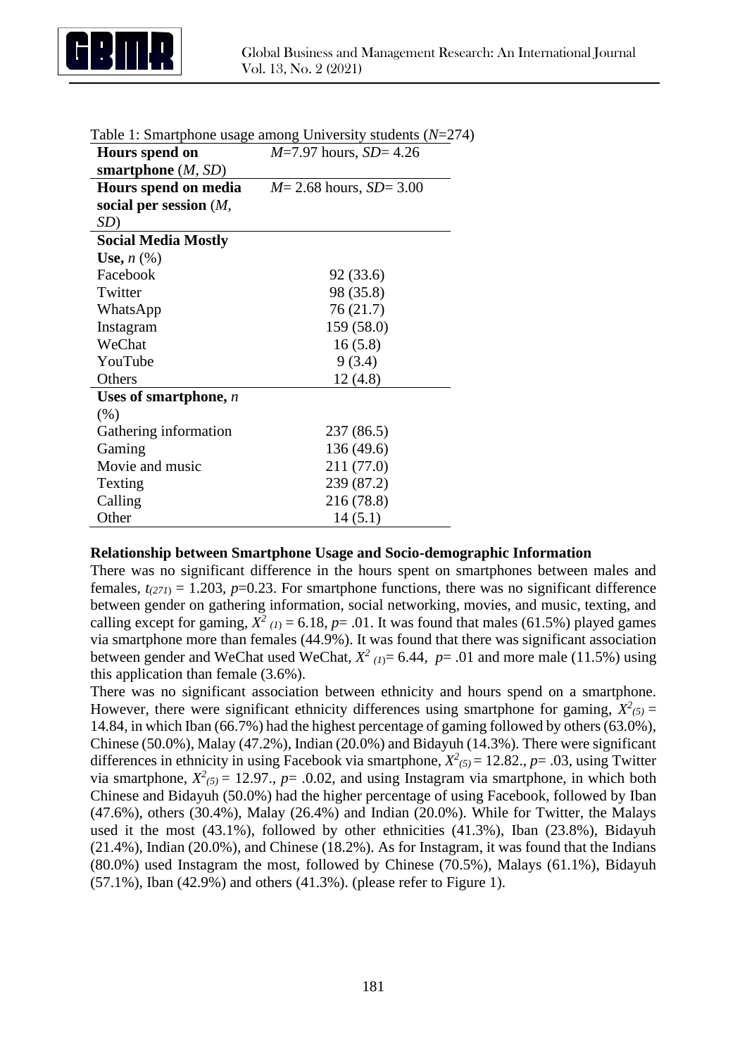Table 1: Smartphone usage among University students ($N$=274)

| | |
|---|---|
| **Hours spend on smartphone** (*M*, *SD*) | *M*=7.97 hours, *SD*= 4.26 |
| **Hours spend on media social per session** (*M*, *SD*) | *M*= 2.68 hours, *SD*= 3.00 |
| **Social Media Mostly Use,** *n* (%) | |
| Facebook | 92 (33.6) |
| Twitter | 98 (35.8) |
| WhatsApp | 76 (21.7) |
| Instagram | 159 (58.0) |
| WeChat | 16 (5.8) |
| YouTube | 9 (3.4) |
| Others | 12 (4.8) |
| **Uses of smartphone,** *n* (%) | |
| Gathering information | 237 (86.5) |
| Gaming | 136 (49.6) |
| Movie and music | 211 (77.0) |
| Texting | 239 (87.2) |
| Calling | 216 (78.8) |
| Other | 14 (5.1) |

**Relationship between Smartphone Usage and Socio-demographic Information**

There was no significant difference in the hours spent on smartphones between males and females, $t_{(271)}$ = 1.203, $p$=0.23. For smartphone functions, there was no significant difference between gender on gathering information, social networking, movies, and music, texting, and calling except for gaming, $X^2{}_{(1)}$ = 6.18, $p$= .01. It was found that males (61.5%) played games via smartphone more than females (44.9%). It was found that there was significant association between gender and WeChat used WeChat, $X^2{}_{(1)}$= 6.44, $p$= .01 and more male (11.5%) using this application than female (3.6%).

There was no significant association between ethnicity and hours spend on a smartphone. However, there were significant ethnicity differences using smartphone for gaming, $X^2_{(5)}$ = 14.84, in which Iban (66.7%) had the highest percentage of gaming followed by others (63.0%), Chinese (50.0%), Malay (47.2%), Indian (20.0%) and Bidayuh (14.3%). There were significant differences in ethnicity in using Facebook via smartphone, $X^2_{(5)}$ = 12.82., $p$= .03, using Twitter via smartphone, $X^2_{(5)}$ = 12.97., $p$= .0.02, and using Instagram via smartphone, in which both Chinese and Bidayuh (50.0%) had the higher percentage of using Facebook, followed by Iban (47.6%), others (30.4%), Malay (26.4%) and Indian (20.0%). While for Twitter, the Malays used it the most (43.1%), followed by other ethnicities (41.3%), Iban (23.8%), Bidayuh (21.4%), Indian (20.0%), and Chinese (18.2%). As for Instagram, it was found that the Indians (80.0%) used Instagram the most, followed by Chinese (70.5%), Malays (61.1%), Bidayuh (57.1%), Iban (42.9%) and others (41.3%). (please refer to Figure 1).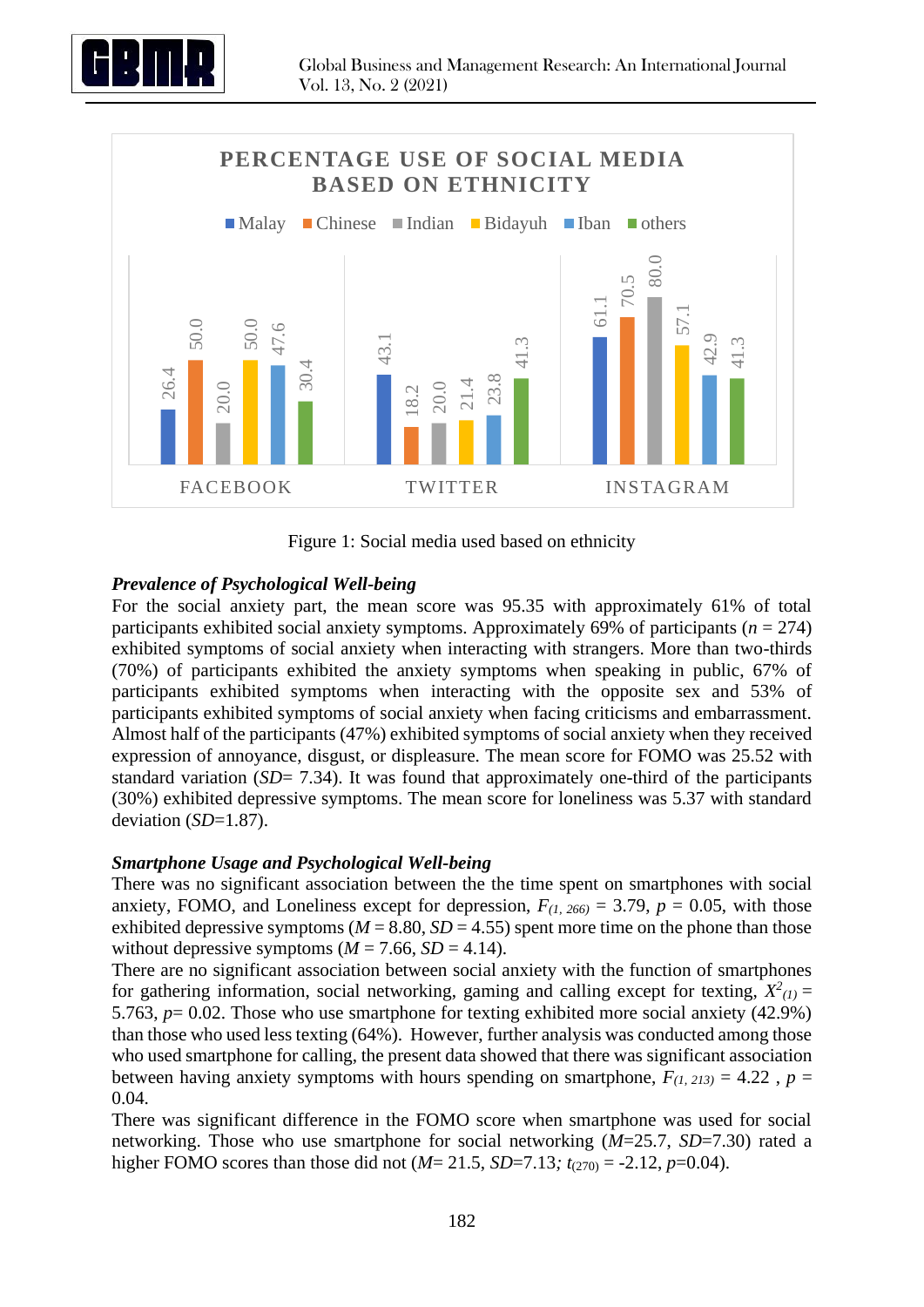Figure 1: Social media used based on ethnicity

***Prevalence of Psychological Well-being***

For the social anxiety part, the mean score was 95.35 with approximately 61% of total participants exhibited social anxiety symptoms. Approximately 69% of participants ($n$ = 274) exhibited symptoms of social anxiety when interacting with strangers. More than two-thirds (70%) of participants exhibited the anxiety symptoms when speaking in public, 67% of participants exhibited symptoms when interacting with the opposite sex and 53% of participants exhibited symptoms of social anxiety when facing criticisms and embarrassment. Almost half of the participants (47%) exhibited symptoms of social anxiety when they received expression of annoyance, disgust, or displeasure. The mean score for FOMO was 25.52 with standard variation ($SD$= 7.34). It was found that approximately one-third of the participants (30%) exhibited depressive symptoms. The mean score for loneliness was 5.37 with standard deviation ($SD$=1.87).

***Smartphone Usage and Psychological Well-being***

There was no significant association between the the time spent on smartphones with social anxiety, FOMO, and Loneliness except for depression, $F_{(1, 266)}$ = 3.79, $p$ = 0.05, with those exhibited depressive symptoms ($M$ = 8.80, $SD$ = 4.55) spent more time on the phone than those without depressive symptoms ($M$ = 7.66, $SD$ = 4.14).

There are no significant association between social anxiety with the function of smartphones for gathering information, social networking, gaming and calling except for texting, $X^2_{(1)}$ = 5.763, $p$= 0.02. Those who use smartphone for texting exhibited more social anxiety (42.9%) than those who used less texting (64%). However, further analysis was conducted among those who used smartphone for calling, the present data showed that there was significant association between having anxiety symptoms with hours spending on smartphone, $F_{(1, 213)}$ = 4.22 , $p$ = 0.04.

There was significant difference in the FOMO score when smartphone was used for social networking. Those who use smartphone for social networking ($M$=25.7, $SD$=7.30) rated a higher FOMO scores than those did not ($M$= 21.5, $SD$=7.13; $t_{(270)}$ = -2.12, $p$=0.04).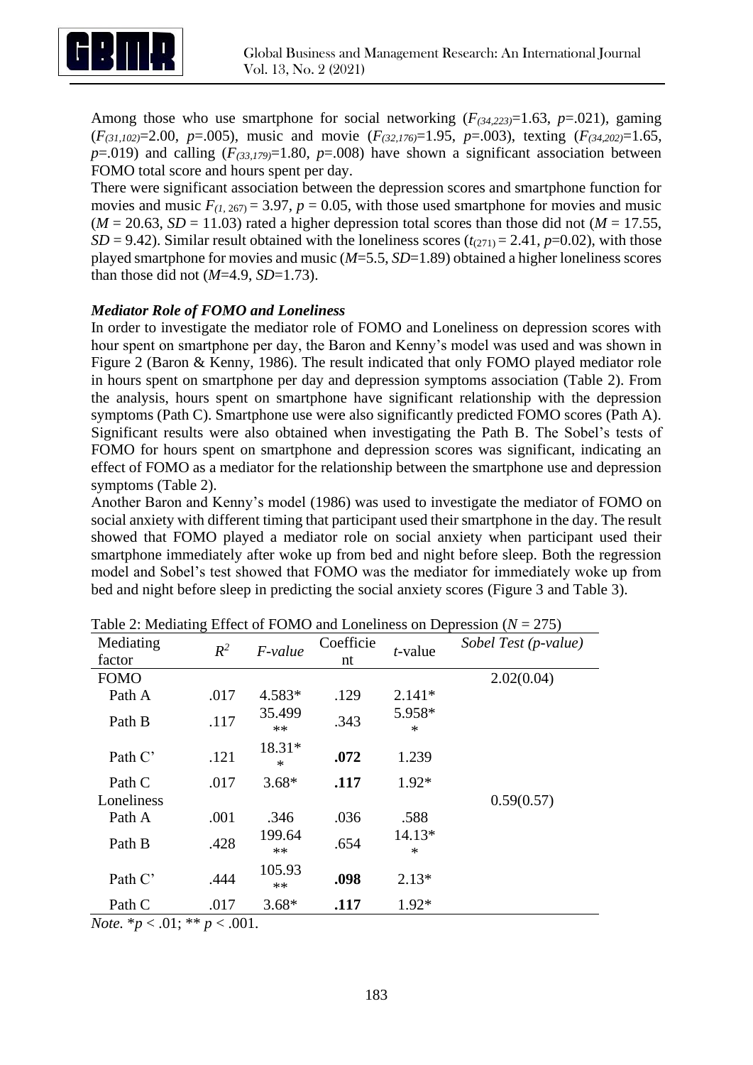Among those who use smartphone for social networking ($F_{(34,223)}$=1.63, $p$=.021), gaming ($F_{(31,102)}$=2.00, $p$=.005), music and movie ($F_{(32,176)}$=1.95, $p$=.003), texting ($F_{(34,202)}$=1.65, $p$=.019) and calling ($F_{(33,179)}$=1.80, $p$=.008) have shown a significant association between FOMO total score and hours spent per day.

There were significant association between the depression scores and smartphone function for movies and music $F_{(1,\ 267)}$ = 3.97, $p$ = 0.05, with those used smartphone for movies and music ($M$ = 20.63, $SD$ = 11.03) rated a higher depression total scores than those did not ($M$ = 17.55, $SD$ = 9.42). Similar result obtained with the loneliness scores ($t_{(271)}$ = 2.41, $p$=0.02), with those played smartphone for movies and music ($M$=5.5, $SD$=1.89) obtained a higher loneliness scores than those did not ($M$=4.9, $SD$=1.73).

### *Mediator Role of FOMO and Loneliness*

In order to investigate the mediator role of FOMO and Loneliness on depression scores with hour spent on smartphone per day, the Baron and Kenny's model was used and was shown in Figure 2 (Baron & Kenny, 1986). The result indicated that only FOMO played mediator role in hours spent on smartphone per day and depression symptoms association (Table 2). From the analysis, hours spent on smartphone have significant relationship with the depression symptoms (Path C). Smartphone use were also significantly predicted FOMO scores (Path A). Significant results were also obtained when investigating the Path B. The Sobel's tests of FOMO for hours spent on smartphone and depression scores was significant, indicating an effect of FOMO as a mediator for the relationship between the smartphone use and depression symptoms (Table 2).

Another Baron and Kenny's model (1986) was used to investigate the mediator of FOMO on social anxiety with different timing that participant used their smartphone in the day. The result showed that FOMO played a mediator role on social anxiety when participant used their smartphone immediately after woke up from bed and night before sleep. Both the regression model and Sobel's test showed that FOMO was the mediator for immediately woke up from bed and night before sleep in predicting the social anxiety scores (Figure 3 and Table 3).

Table 2: Mediating Effect of FOMO and Loneliness on Depression ($N$ = 275)

| Mediating factor | $R^2$ | *F-value* | Coefficient | *t*-value | *Sobel Test (p-value)* |
|---|---|---|---|---|---|
| FOMO | | | | | 2.02(0.04) |
| Path A | .017 | 4.583* | .129 | 2.141* | |
| Path B | .117 | 35.499** | .343 | 5.958** | |
| Path C' | .121 | 18.31** | **.072** | 1.239 | |
| Path C | .017 | 3.68* | **.117** | 1.92* | |
| Loneliness | | | | | 0.59(0.57) |
| Path A | .001 | .346 | .036 | .588 | |
| Path B | .428 | 199.64** | .654 | 14.13** | |
| Path C' | .444 | 105.93** | **.098** | 2.13* | |
| Path C | .017 | 3.68* | **.117** | 1.92* | |

*Note.* *$p$ < .01; ** $p$ < .001.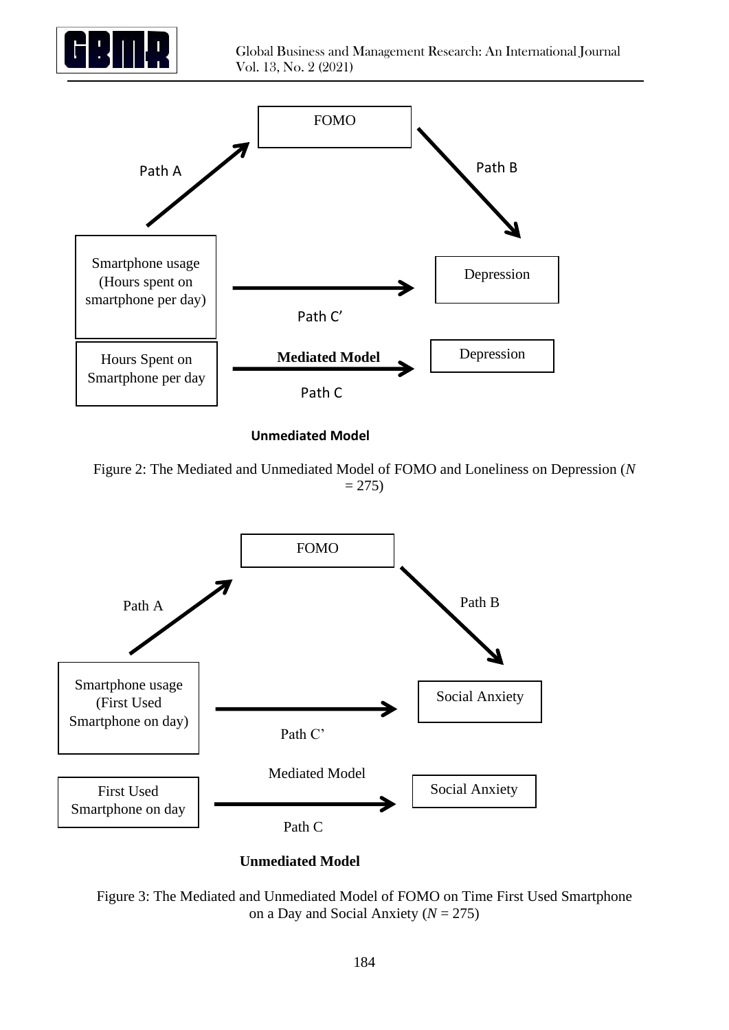FOMO

Path A

Path B

Smartphone usage (Hours spent on smartphone per day)

Depression

Path C'

Hours Spent on Smartphone per day

**Mediated Model**

Depression

Path C

**Unmediated Model**

Figure 2: The Mediated and Unmediated Model of FOMO and Loneliness on Depression (*N* = 275)

FOMO

Path A

Path B

Smartphone usage (First Used Smartphone on day)

Social Anxiety

Path C'

Mediated Model

First Used Smartphone on day

Social Anxiety

Path C

**Unmediated Model**

Figure 3: The Mediated and Unmediated Model of FOMO on Time First Used Smartphone on a Day and Social Anxiety (*N* = 275)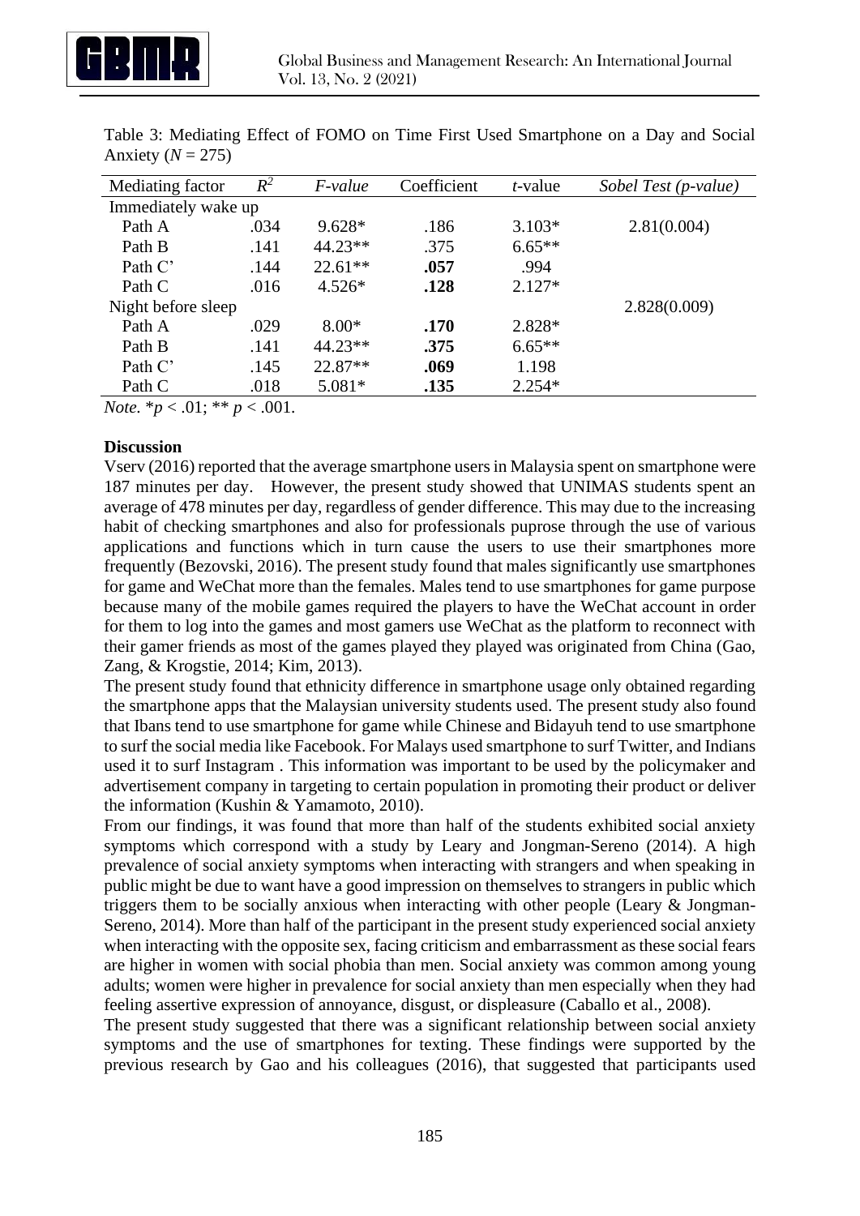Table 3: Mediating Effect of FOMO on Time First Used Smartphone on a Day and Social Anxiety ($N = 275$)

| Mediating factor | $R^2$ | *F-value* | Coefficient | *t*-value | *Sobel Test (p-value)* |
|---|---|---|---|---|---|
| Immediately wake up | | | | | |
| Path A | .034 | 9.628* | .186 | 3.103* | 2.81(0.004) |
| Path B | .141 | 44.23** | .375 | 6.65** | |
| Path C' | .144 | 22.61** | **.057** | .994 | |
| Path C | .016 | 4.526* | **.128** | 2.127* | |
| Night before sleep | | | | | 2.828(0.009) |
| Path A | .029 | 8.00* | **.170** | 2.828* | |
| Path B | .141 | 44.23** | **.375** | 6.65** | |
| Path C' | .145 | 22.87** | **.069** | 1.198 | |
| Path C | .018 | 5.081* | **.135** | 2.254* | |

*Note.* $*p < .01$; $** \ p < .001$.

**Discussion**

Vserv (2016) reported that the average smartphone users in Malaysia spent on smartphone were 187 minutes per day. However, the present study showed that UNIMAS students spent an average of 478 minutes per day, regardless of gender difference. This may due to the increasing habit of checking smartphones and also for professionals puprose through the use of various applications and functions which in turn cause the users to use their smartphones more frequently (Bezovski, 2016). The present study found that males significantly use smartphones for game and WeChat more than the females. Males tend to use smartphones for game purpose because many of the mobile games required the players to have the WeChat account in order for them to log into the games and most gamers use WeChat as the platform to reconnect with their gamer friends as most of the games played they played was originated from China (Gao, Zang, & Krogstie, 2014; Kim, 2013).

The present study found that ethnicity difference in smartphone usage only obtained regarding the smartphone apps that the Malaysian university students used. The present study also found that Ibans tend to use smartphone for game while Chinese and Bidayuh tend to use smartphone to surf the social media like Facebook. For Malays used smartphone to surf Twitter, and Indians used it to surf Instagram . This information was important to be used by the policymaker and advertisement company in targeting to certain population in promoting their product or deliver the information (Kushin & Yamamoto, 2010).

From our findings, it was found that more than half of the students exhibited social anxiety symptoms which correspond with a study by Leary and Jongman-Sereno (2014). A high prevalence of social anxiety symptoms when interacting with strangers and when speaking in public might be due to want have a good impression on themselves to strangers in public which triggers them to be socially anxious when interacting with other people (Leary & Jongman-Sereno, 2014). More than half of the participant in the present study experienced social anxiety when interacting with the opposite sex, facing criticism and embarrassment as these social fears are higher in women with social phobia than men. Social anxiety was common among young adults; women were higher in prevalence for social anxiety than men especially when they had feeling assertive expression of annoyance, disgust, or displeasure (Caballo et al., 2008).

The present study suggested that there was a significant relationship between social anxiety symptoms and the use of smartphones for texting. These findings were supported by the previous research by Gao and his colleagues (2016), that suggested that participants used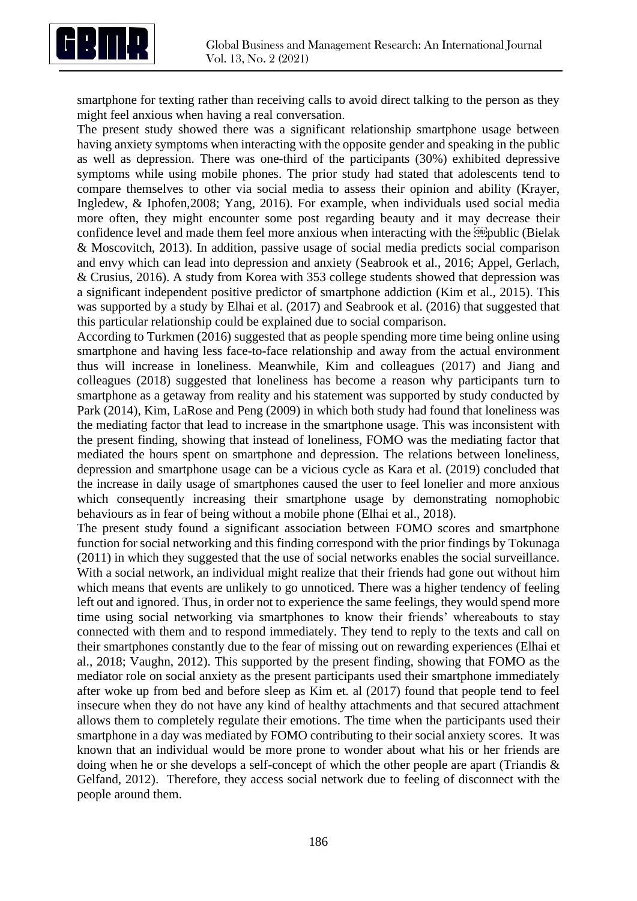smartphone for texting rather than receiving calls to avoid direct talking to the person as they might feel anxious when having a real conversation.

The present study showed there was a significant relationship smartphone usage between having anxiety symptoms when interacting with the opposite gender and speaking in the public as well as depression. There was one-third of the participants (30%) exhibited depressive symptoms while using mobile phones. The prior study had stated that adolescents tend to compare themselves to other via social media to assess their opinion and ability (Krayer, Ingledew, & Iphofen,2008; Yang, 2016). For example, when individuals used social media more often, they might encounter some post regarding beauty and it may decrease their confidence level and made them feel more anxious when interacting with the public (Bielak & Moscovitch, 2013). In addition, passive usage of social media predicts social comparison and envy which can lead into depression and anxiety (Seabrook et al., 2016; Appel, Gerlach, & Crusius, 2016). A study from Korea with 353 college students showed that depression was a significant independent positive predictor of smartphone addiction (Kim et al., 2015). This was supported by a study by Elhai et al. (2017) and Seabrook et al. (2016) that suggested that this particular relationship could be explained due to social comparison.

According to Turkmen (2016) suggested that as people spending more time being online using smartphone and having less face-to-face relationship and away from the actual environment thus will increase in loneliness. Meanwhile, Kim and colleagues (2017) and Jiang and colleagues (2018) suggested that loneliness has become a reason why participants turn to smartphone as a getaway from reality and his statement was supported by study conducted by Park (2014), Kim, LaRose and Peng (2009) in which both study had found that loneliness was the mediating factor that lead to increase in the smartphone usage. This was inconsistent with the present finding, showing that instead of loneliness, FOMO was the mediating factor that mediated the hours spent on smartphone and depression. The relations between loneliness, depression and smartphone usage can be a vicious cycle as Kara et al. (2019) concluded that the increase in daily usage of smartphones caused the user to feel lonelier and more anxious which consequently increasing their smartphone usage by demonstrating nomophobic behaviours as in fear of being without a mobile phone (Elhai et al., 2018).

The present study found a significant association between FOMO scores and smartphone function for social networking and this finding correspond with the prior findings by Tokunaga (2011) in which they suggested that the use of social networks enables the social surveillance. With a social network, an individual might realize that their friends had gone out without him which means that events are unlikely to go unnoticed. There was a higher tendency of feeling left out and ignored. Thus, in order not to experience the same feelings, they would spend more time using social networking via smartphones to know their friends' whereabouts to stay connected with them and to respond immediately. They tend to reply to the texts and call on their smartphones constantly due to the fear of missing out on rewarding experiences (Elhai et al., 2018; Vaughn, 2012). This supported by the present finding, showing that FOMO as the mediator role on social anxiety as the present participants used their smartphone immediately after woke up from bed and before sleep as Kim et. al (2017) found that people tend to feel insecure when they do not have any kind of healthy attachments and that secured attachment allows them to completely regulate their emotions. The time when the participants used their smartphone in a day was mediated by FOMO contributing to their social anxiety scores. It was known that an individual would be more prone to wonder about what his or her friends are doing when he or she develops a self-concept of which the other people are apart (Triandis & Gelfand, 2012). Therefore, they access social network due to feeling of disconnect with the people around them.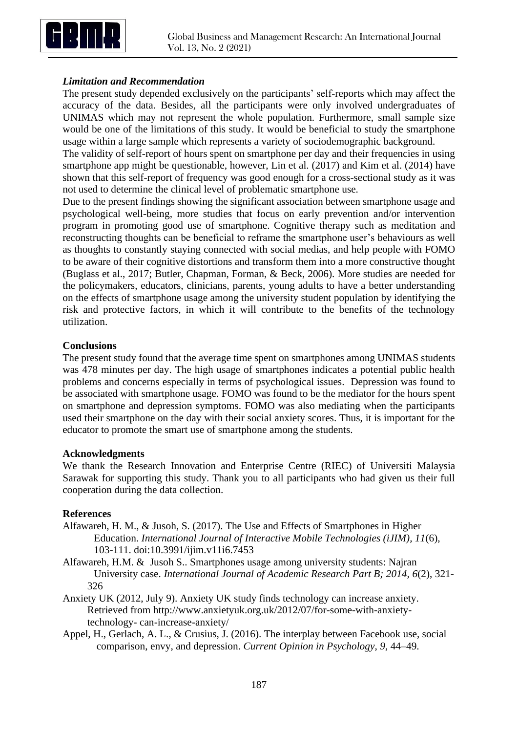### *Limitation and Recommendation*

The present study depended exclusively on the participants' self-reports which may affect the accuracy of the data. Besides, all the participants were only involved undergraduates of UNIMAS which may not represent the whole population. Furthermore, small sample size would be one of the limitations of this study. It would be beneficial to study the smartphone usage within a large sample which represents a variety of sociodemographic background.

The validity of self-report of hours spent on smartphone per day and their frequencies in using smartphone app might be questionable, however, Lin et al. (2017) and Kim et al. (2014) have shown that this self-report of frequency was good enough for a cross-sectional study as it was not used to determine the clinical level of problematic smartphone use.

Due to the present findings showing the significant association between smartphone usage and psychological well-being, more studies that focus on early prevention and/or intervention program in promoting good use of smartphone. Cognitive therapy such as meditation and reconstructing thoughts can be beneficial to reframe the smartphone user's behaviours as well as thoughts to constantly staying connected with social medias, and help people with FOMO to be aware of their cognitive distortions and transform them into a more constructive thought (Buglass et al., 2017; Butler, Chapman, Forman, & Beck, 2006). More studies are needed for the policymakers, educators, clinicians, parents, young adults to have a better understanding on the effects of smartphone usage among the university student population by identifying the risk and protective factors, in which it will contribute to the benefits of the technology utilization.

### **Conclusions**

The present study found that the average time spent on smartphones among UNIMAS students was 478 minutes per day. The high usage of smartphones indicates a potential public health problems and concerns especially in terms of psychological issues. Depression was found to be associated with smartphone usage. FOMO was found to be the mediator for the hours spent on smartphone and depression symptoms. FOMO was also mediating when the participants used their smartphone on the day with their social anxiety scores. Thus, it is important for the educator to promote the smart use of smartphone among the students.

### **Acknowledgments**

We thank the Research Innovation and Enterprise Centre (RIEC) of Universiti Malaysia Sarawak for supporting this study. Thank you to all participants who had given us their full cooperation during the data collection.

### **References**

Alfawareh, H. M., & Jusoh, S. (2017). The Use and Effects of Smartphones in Higher Education. *International Journal of Interactive Mobile Technologies (iJIM), 11*(6), 103-111. doi:10.3991/ijim.v11i6.7453

Alfawareh, H.M. & Jusoh S.. Smartphones usage among university students: Najran University case. *International Journal of Academic Research Part B; 2014, 6*(2), 321-326

Anxiety UK (2012, July 9). Anxiety UK study finds technology can increase anxiety. Retrieved from http://www.anxietyuk.org.uk/2012/07/for-some-with-anxiety-technology- can-increase-anxiety/

Appel, H., Gerlach, A. L., & Crusius, J. (2016). The interplay between Facebook use, social comparison, envy, and depression. *Current Opinion in Psychology, 9*, 44–49.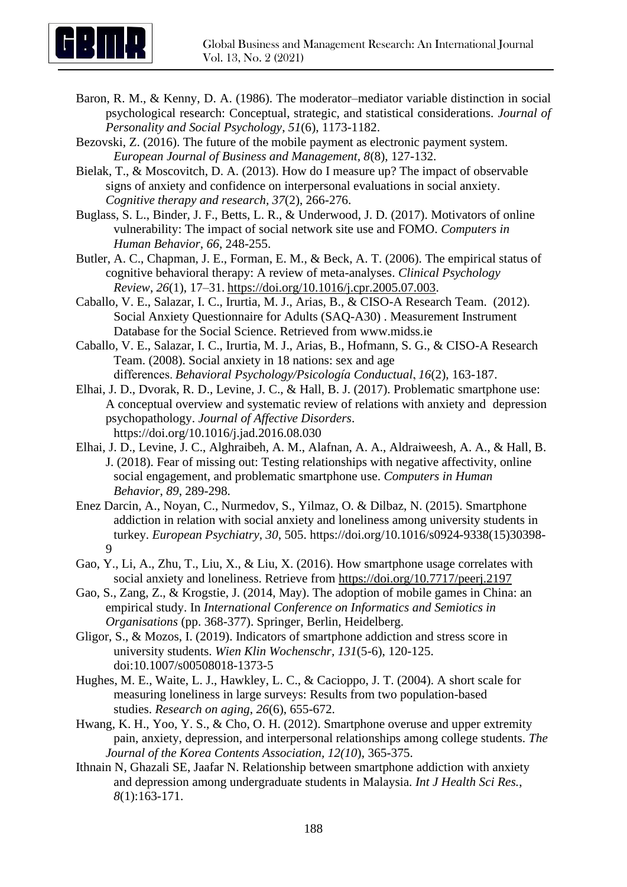Baron, R. M., & Kenny, D. A. (1986). The moderator–mediator variable distinction in social psychological research: Conceptual, strategic, and statistical considerations. *Journal of Personality and Social Psychology, 51*(6), 1173-1182.

Bezovski, Z. (2016). The future of the mobile payment as electronic payment system. *European Journal of Business and Management, 8*(8), 127-132.

Bielak, T., & Moscovitch, D. A. (2013). How do I measure up? The impact of observable signs of anxiety and confidence on interpersonal evaluations in social anxiety. *Cognitive therapy and research, 37*(2), 266-276.

Buglass, S. L., Binder, J. F., Betts, L. R., & Underwood, J. D. (2017). Motivators of online vulnerability: The impact of social network site use and FOMO. *Computers in Human Behavior, 66*, 248-255.

Butler, A. C., Chapman, J. E., Forman, E. M., & Beck, A. T. (2006). The empirical status of cognitive behavioral therapy: A review of meta-analyses. *Clinical Psychology Review, 26*(1), 17–31. https://doi.org/10.1016/j.cpr.2005.07.003.

Caballo, V. E., Salazar, I. C., Irurtia, M. J., Arias, B., & CISO-A Research Team. (2012). Social Anxiety Questionnaire for Adults (SAQ-A30) . Measurement Instrument Database for the Social Science. Retrieved from www.midss.ie

Caballo, V. E., Salazar, I. C., Irurtia, M. J., Arias, B., Hofmann, S. G., & CISO-A Research Team. (2008). Social anxiety in 18 nations: sex and age differences. *Behavioral Psychology/Psicología Conductual, 16*(2), 163-187.

Elhai, J. D., Dvorak, R. D., Levine, J. C., & Hall, B. J. (2017). Problematic smartphone use: A conceptual overview and systematic review of relations with anxiety and depression psychopathology. *Journal of Affective Disorders*. https://doi.org/10.1016/j.jad.2016.08.030

Elhai, J. D., Levine, J. C., Alghraibeh, A. M., Alafnan, A. A., Aldraiweesh, A. A., & Hall, B. J. (2018). Fear of missing out: Testing relationships with negative affectivity, online social engagement, and problematic smartphone use. *Computers in Human Behavior, 89*, 289-298.

Enez Darcin, A., Noyan, C., Nurmedov, S., Yilmaz, O. & Dilbaz, N. (2015). Smartphone addiction in relation with social anxiety and loneliness among university students in turkey. *European Psychiatry, 30*, 505. https://doi.org/10.1016/s0924-9338(15)30398-9

Gao, Y., Li, A., Zhu, T., Liu, X., & Liu, X. (2016). How smartphone usage correlates with social anxiety and loneliness. Retrieve from https://doi.org/10.7717/peerj.2197

Gao, S., Zang, Z., & Krogstie, J. (2014, May). The adoption of mobile games in China: an empirical study. In *International Conference on Informatics and Semiotics in Organisations* (pp. 368-377). Springer, Berlin, Heidelberg.

Gligor, S., & Mozos, I. (2019). Indicators of smartphone addiction and stress score in university students. *Wien Klin Wochenschr, 131*(5-6), 120-125. doi:10.1007/s00508018-1373-5

Hughes, M. E., Waite, L. J., Hawkley, L. C., & Cacioppo, J. T. (2004). A short scale for measuring loneliness in large surveys: Results from two population-based studies. *Research on aging, 26*(6), 655-672.

Hwang, K. H., Yoo, Y. S., & Cho, O. H. (2012). Smartphone overuse and upper extremity pain, anxiety, depression, and interpersonal relationships among college students. *The Journal of the Korea Contents Association, 12(10*), 365-375.

Ithnain N, Ghazali SE, Jaafar N. Relationship between smartphone addiction with anxiety and depression among undergraduate students in Malaysia. *Int J Health Sci Res., 8*(1):163-171.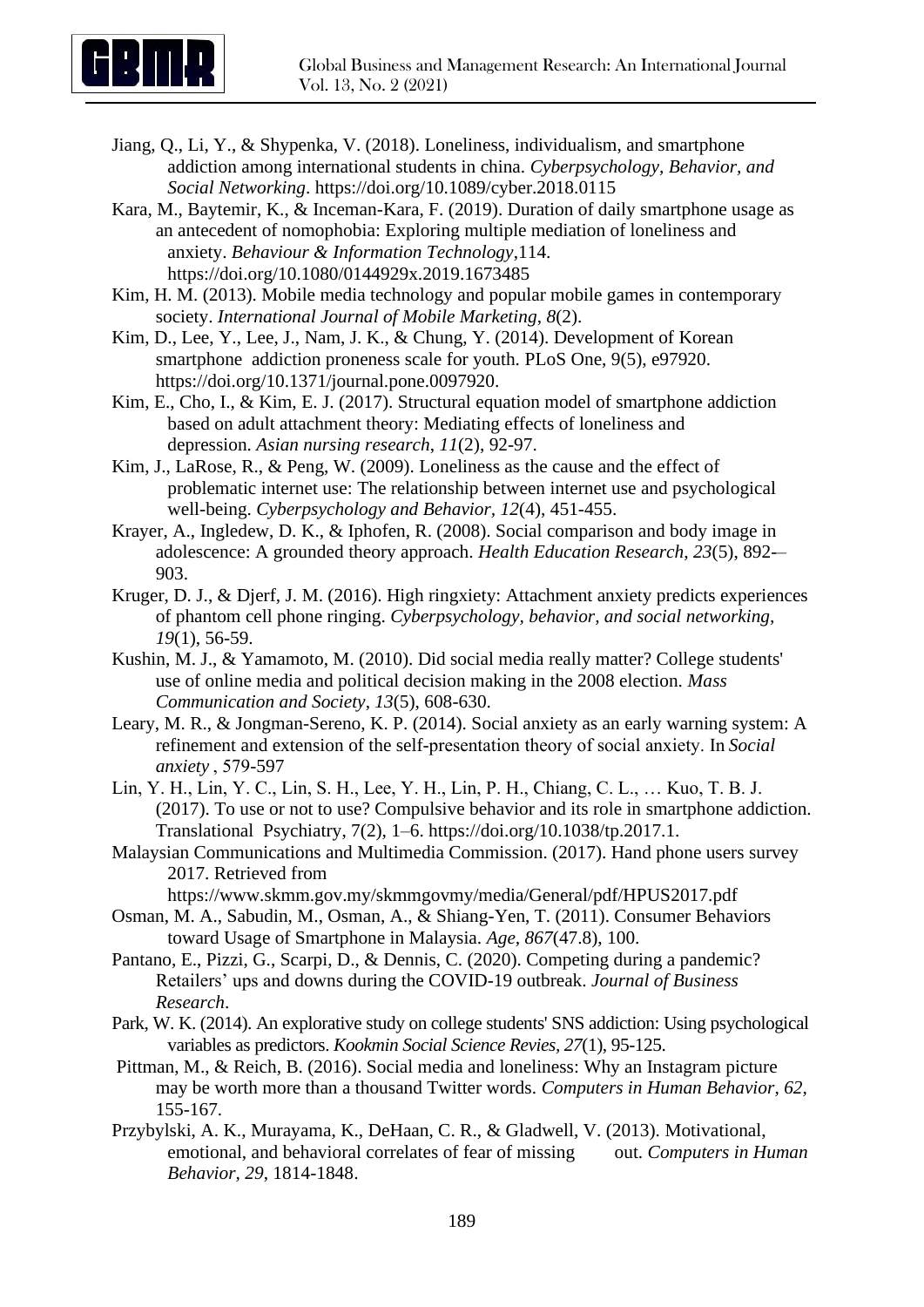Jiang, Q., Li, Y., & Shypenka, V. (2018). Loneliness, individualism, and smartphone addiction among international students in china. *Cyberpsychology, Behavior, and Social Networking*. https://doi.org/10.1089/cyber.2018.0115

Kara, M., Baytemir, K., & Inceman-Kara, F. (2019). Duration of daily smartphone usage as an antecedent of nomophobia: Exploring multiple mediation of loneliness and anxiety. *Behaviour & Information Technology*,114. https://doi.org/10.1080/0144929x.2019.1673485

Kim, H. M. (2013). Mobile media technology and popular mobile games in contemporary society. *International Journal of Mobile Marketing*, *8*(2).

Kim, D., Lee, Y., Lee, J., Nam, J. K., & Chung, Y. (2014). Development of Korean smartphone addiction proneness scale for youth. PLoS One, 9(5), e97920. https://doi.org/10.1371/journal.pone.0097920.

Kim, E., Cho, I., & Kim, E. J. (2017). Structural equation model of smartphone addiction based on adult attachment theory: Mediating effects of loneliness and depression. *Asian nursing research*, *11*(2), 92-97.

Kim, J., LaRose, R., & Peng, W. (2009). Loneliness as the cause and the effect of problematic internet use: The relationship between internet use and psychological well-being. *Cyberpsychology and Behavior, 12*(4), 451-455.

Krayer, A., Ingledew, D. K., & Iphofen, R. (2008). Social comparison and body image in adolescence: A grounded theory approach. *Health Education Research, 23*(5), 892-–903.

Kruger, D. J., & Djerf, J. M. (2016). High ringxiety: Attachment anxiety predicts experiences of phantom cell phone ringing. *Cyberpsychology, behavior, and social networking, 19*(1), 56-59.

Kushin, M. J., & Yamamoto, M. (2010). Did social media really matter? College students' use of online media and political decision making in the 2008 election. *Mass Communication and Society*, *13*(5), 608-630.

Leary, M. R., & Jongman-Sereno, K. P. (2014). Social anxiety as an early warning system: A refinement and extension of the self-presentation theory of social anxiety. In *Social anxiety* , 579-597

Lin, Y. H., Lin, Y. C., Lin, S. H., Lee, Y. H., Lin, P. H., Chiang, C. L., … Kuo, T. B. J. (2017). To use or not to use? Compulsive behavior and its role in smartphone addiction. Translational Psychiatry, 7(2), 1–6. https://doi.org/10.1038/tp.2017.1.

Malaysian Communications and Multimedia Commission. (2017). Hand phone users survey 2017. Retrieved from https://www.skmm.gov.my/skmmgovmy/media/General/pdf/HPUS2017.pdf

Osman, M. A., Sabudin, M., Osman, A., & Shiang-Yen, T. (2011). Consumer Behaviors toward Usage of Smartphone in Malaysia. *Age, 867*(47.8), 100.

Pantano, E., Pizzi, G., Scarpi, D., & Dennis, C. (2020). Competing during a pandemic? Retailers' ups and downs during the COVID-19 outbreak. *Journal of Business Research*.

Park, W. K. (2014). An explorative study on college students' SNS addiction: Using psychological variables as predictors. *Kookmin Social Science Revies, 27*(1), 95-125.

Pittman, M., & Reich, B. (2016). Social media and loneliness: Why an Instagram picture may be worth more than a thousand Twitter words. *Computers in Human Behavior*, *62*, 155-167.

Przybylski, A. K., Murayama, K., DeHaan, C. R., & Gladwell, V. (2013). Motivational, emotional, and behavioral correlates of fear of missing out. *Computers in Human Behavior, 29*, 1814-1848.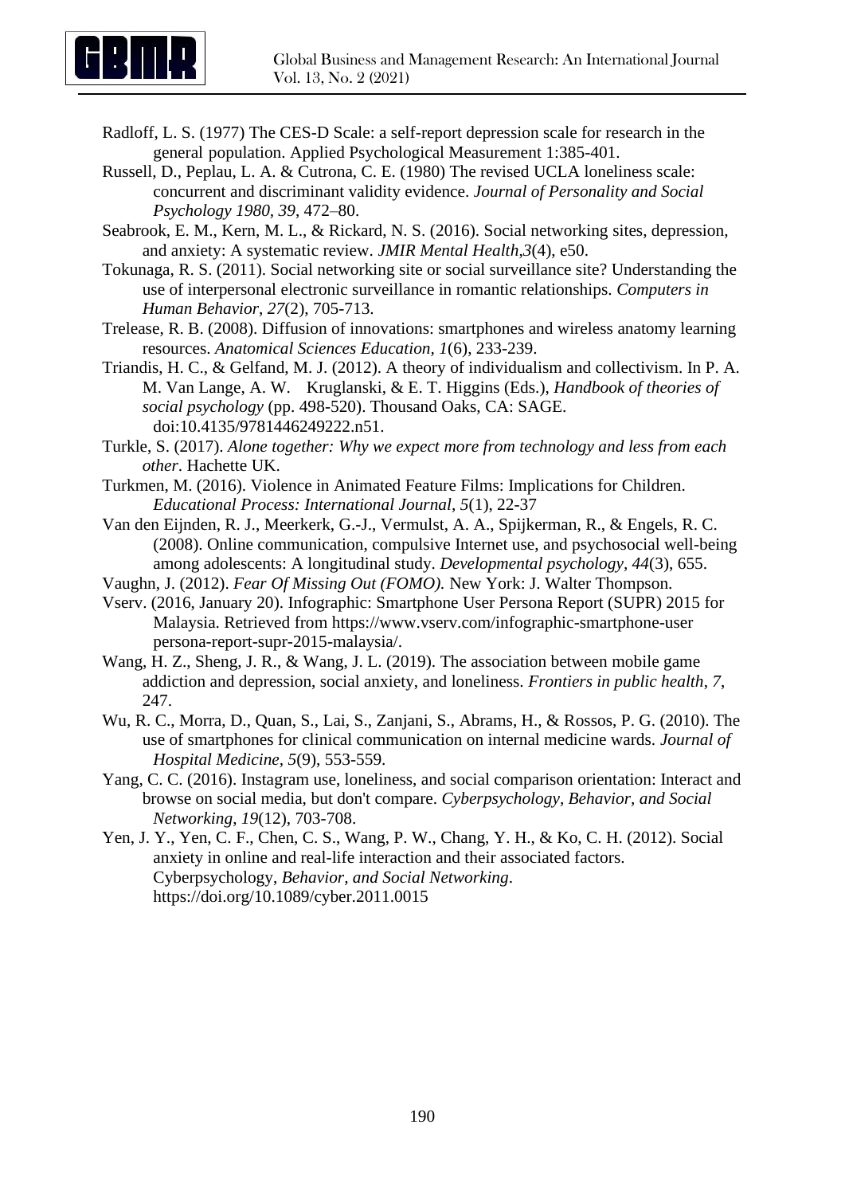Radloff, L. S. (1977) The CES-D Scale: a self-report depression scale for research in the general population. Applied Psychological Measurement 1:385-401.

Russell, D., Peplau, L. A. & Cutrona, C. E. (1980) The revised UCLA loneliness scale: concurrent and discriminant validity evidence. *Journal of Personality and Social Psychology 1980*, *39*, 472–80.

Seabrook, E. M., Kern, M. L., & Rickard, N. S. (2016). Social networking sites, depression, and anxiety: A systematic review. *JMIR Mental Health*,*3*(4), e50.

Tokunaga, R. S. (2011). Social networking site or social surveillance site? Understanding the use of interpersonal electronic surveillance in romantic relationships. *Computers in Human Behavior*, *27*(2), 705-713.

Trelease, R. B. (2008). Diffusion of innovations: smartphones and wireless anatomy learning resources. *Anatomical Sciences Education*, *1*(6), 233-239.

Triandis, H. C., & Gelfand, M. J. (2012). A theory of individualism and collectivism. In P. A. M. Van Lange, A. W. Kruglanski, & E. T. Higgins (Eds.), *Handbook of theories of social psychology* (pp. 498-520). Thousand Oaks, CA: SAGE. doi:10.4135/9781446249222.n51.

Turkle, S. (2017). *Alone together: Why we expect more from technology and less from each other*. Hachette UK.

Turkmen, M. (2016). Violence in Animated Feature Films: Implications for Children. *Educational Process: International Journal*, *5*(1), 22-37

Van den Eijnden, R. J., Meerkerk, G.-J., Vermulst, A. A., Spijkerman, R., & Engels, R. C. (2008). Online communication, compulsive Internet use, and psychosocial well-being among adolescents: A longitudinal study. *Developmental psychology*, *44*(3), 655.

Vaughn, J. (2012). *Fear Of Missing Out (FOMO).* New York: J. Walter Thompson.

Vserv. (2016, January 20). Infographic: Smartphone User Persona Report (SUPR) 2015 for Malaysia. Retrieved from https://www.vserv.com/infographic-smartphone-user persona-report-supr-2015-malaysia/.

Wang, H. Z., Sheng, J. R., & Wang, J. L. (2019). The association between mobile game addiction and depression, social anxiety, and loneliness. *Frontiers in public health*, *7*, 247.

Wu, R. C., Morra, D., Quan, S., Lai, S., Zanjani, S., Abrams, H., & Rossos, P. G. (2010). The use of smartphones for clinical communication on internal medicine wards. *Journal of Hospital Medicine*, *5*(9), 553-559.

Yang, C. C. (2016). Instagram use, loneliness, and social comparison orientation: Interact and browse on social media, but don't compare. *Cyberpsychology, Behavior, and Social Networking*, *19*(12), 703-708.

Yen, J. Y., Yen, C. F., Chen, C. S., Wang, P. W., Chang, Y. H., & Ko, C. H. (2012). Social anxiety in online and real-life interaction and their associated factors. Cyberpsychology, *Behavior, and Social Networking*. https://doi.org/10.1089/cyber.2011.0015